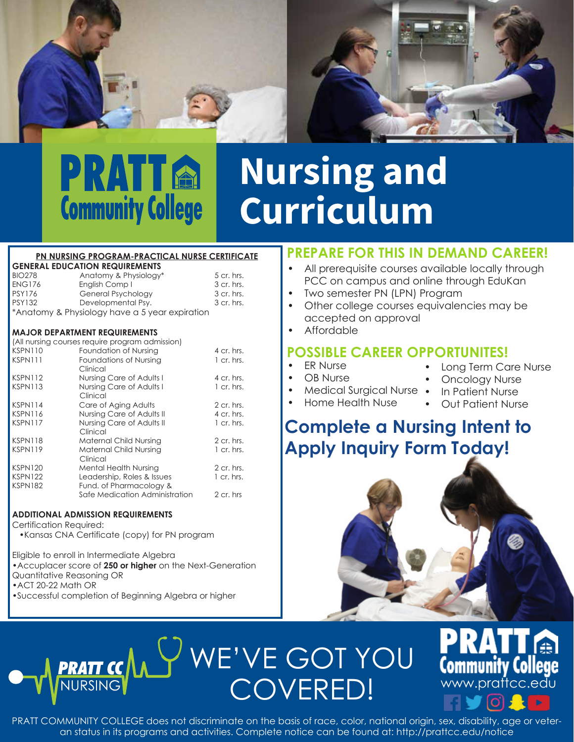# PRATT Community College

# Nursing and Curriculum

## PN NURSING PROGRAM-PRACTICAL NURSE CERTIFICATE

### GENERAL EDUCATION REQUIREMENTS

| Course | Title | Credits |
|---|---|---|
| BIO278 | Anatomy & Physiology* | 5 cr. hrs. |
| ENG176 | English Comp I | 3 cr. hrs. |
| PSY176 | General Psychology | 3 cr. hrs. |
| PSY132 | Developmental Psy. | 3 cr. hrs. |

*Anatomy & Physiology have a 5 year expiration

### MAJOR DEPARTMENT REQUIREMENTS

(All nursing courses require program admission)

| Course | Title | Credits |
|---|---|---|
| KSPN110 | Foundation of Nursing | 4 cr. hrs. |
| KSPN111 | Foundations of Nursing Clinical | 1 cr. hrs. |
| KSPN112 | Nursing Care of Adults I | 4 cr. hrs. |
| KSPN113 | Nursing Care of Adults I Clinical | 1 cr. hrs. |
| KSPN114 | Care of Aging Adults | 2 cr. hrs. |
| KSPN116 | Nursing Care of Adults II | 4 cr. hrs. |
| KSPN117 | Nursing Care of Adults II Clinical | 1 cr. hrs. |
| KSPN118 | Maternal Child Nursing | 2 cr. hrs. |
| KSPN119 | Maternal Child Nursing Clinical | 1 cr. hrs. |
| KSPN120 | Mental Health Nursing | 2 cr. hrs. |
| KSPN122 | Leadership, Roles & Issues | 1 cr. hrs. |
| KSPN182 | Fund. of Pharmacology & Safe Medication Administration | 2 cr. hrs |

### ADDITIONAL ADMISSION REQUIREMENTS

Certification Required:

- Kansas CNA Certificate (copy) for PN program

Eligible to enroll in Intermediate Algebra

- Accuplacer score of **250 or higher** on the Next-Generation Quantitative Reasoning OR
- ACT 20-22 Math OR
- Successful completion of Beginning Algebra or higher

## PREPARE FOR THIS IN DEMAND CAREER!

- All prerequisite courses available locally through PCC on campus and online through EduKan
- Two semester PN (LPN) Program
- Other college courses equivalencies may be accepted on approval
- Affordable

## POSSIBLE CAREER OPPORTUNITES!

- ER Nurse
- OB Nurse
- Medical Surgical Nurse
- Home Health Nuse
- Long Term Care Nurse
- Oncology Nurse
- In Patient Nurse
- Out Patient Nurse

## Complete a Nursing Intent to Apply Inquiry Form Today!

PRATT CC NURSING

WE'VE GOT YOU COVERED!

PRATT Community College
www.prattcc.edu

PRATT COMMUNITY COLLEGE does not discriminate on the basis of race, color, national origin, sex, disability, age or veteran status in its programs and activities. Complete notice can be found at: http://prattcc.edu/notice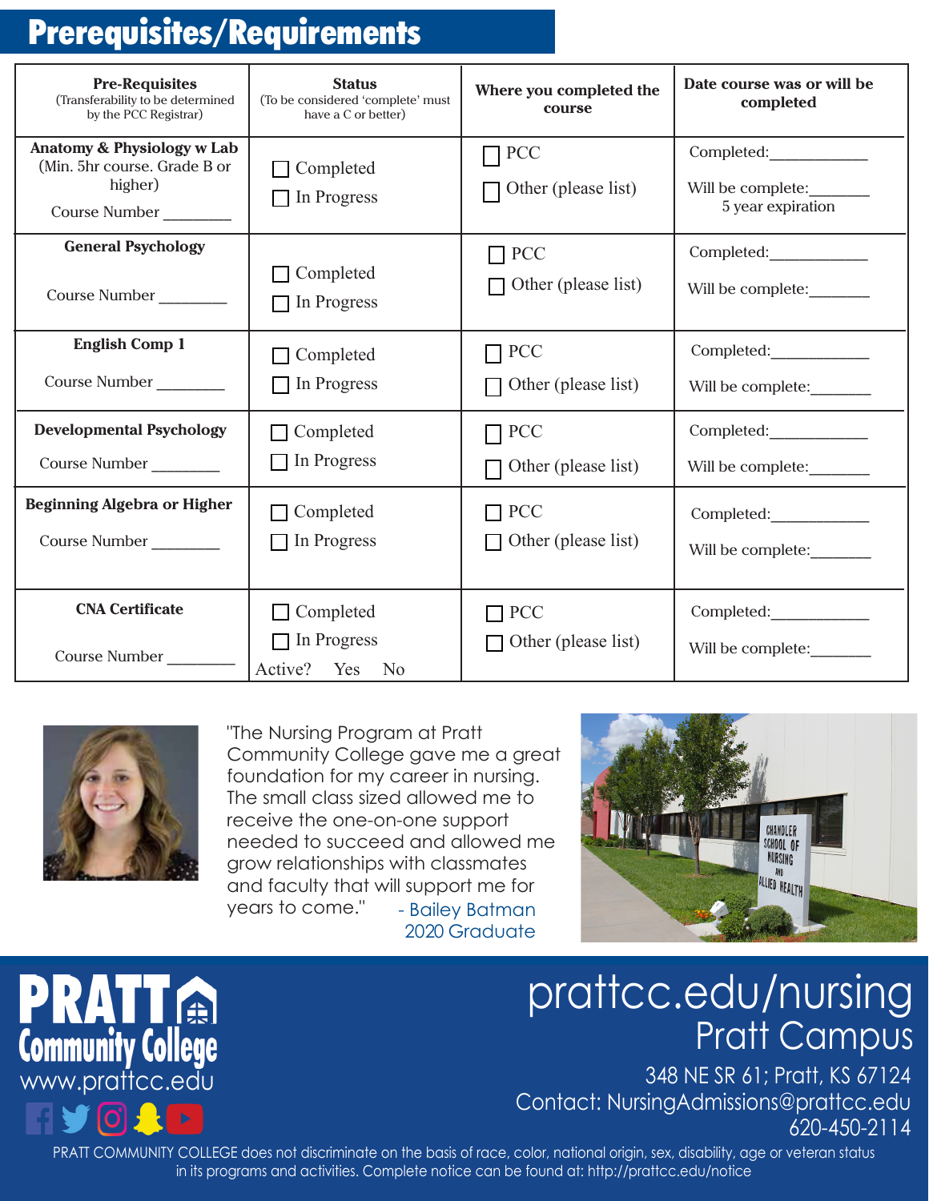# Prerequisites/Requirements

| **Pre-Requisites** (Transferability to be determined by the PCC Registrar) | **Status** (To be considered 'complete' must have a C or better) | **Where you completed the course** | **Date course was or will be completed** |
|---|---|---|---|
| **Anatomy & Physiology w Lab** (Min. 5hr course. Grade B or higher) Course Number ________ | ☐ Completed ☐ In Progress | ☐ PCC ☐ Other (please list) | Completed:___________ Will be complete:_______ 5 year expiration |
| **General Psychology** Course Number ________ | ☐ Completed ☐ In Progress | ☐ PCC ☐ Other (please list) | Completed:___________ Will be complete:_______ |
| **English Comp 1** Course Number ________ | ☐ Completed ☐ In Progress | ☐ PCC ☐ Other (please list) | Completed:___________ Will be complete:_______ |
| **Developmental Psychology** Course Number ________ | ☐ Completed ☐ In Progress | ☐ PCC ☐ Other (please list) | Completed:___________ Will be complete:_______ |
| **Beginning Algebra or Higher** Course Number ________ | ☐ Completed ☐ In Progress | ☐ PCC ☐ Other (please list) | Completed:___________ Will be complete:_______ |
| **CNA Certificate** Course Number ________ | ☐ Completed ☐ In Progress Active? Yes No | ☐ PCC ☐ Other (please list) | Completed:___________ Will be complete:_______ |

"The Nursing Program at Pratt Community College gave me a great foundation for my career in nursing. The small class sized allowed me to receive the one-on-one support needed to succeed and allowed me grow relationships with classmates and faculty that will support me for years to come." - Bailey Batman 2020 Graduate

CHANDLER SCHOOL OF NURSING AND ALLIED HEALTH

PRATT Community College
www.prattcc.edu

prattcc.edu/nursing
Pratt Campus
348 NE SR 61; Pratt, KS 67124
Contact: NursingAdmissions@prattcc.edu
620-450-2114

PRATT COMMUNITY COLLEGE does not discriminate on the basis of race, color, national origin, sex, disability, age or veteran status in its programs and activities. Complete notice can be found at: http://prattcc.edu/notice